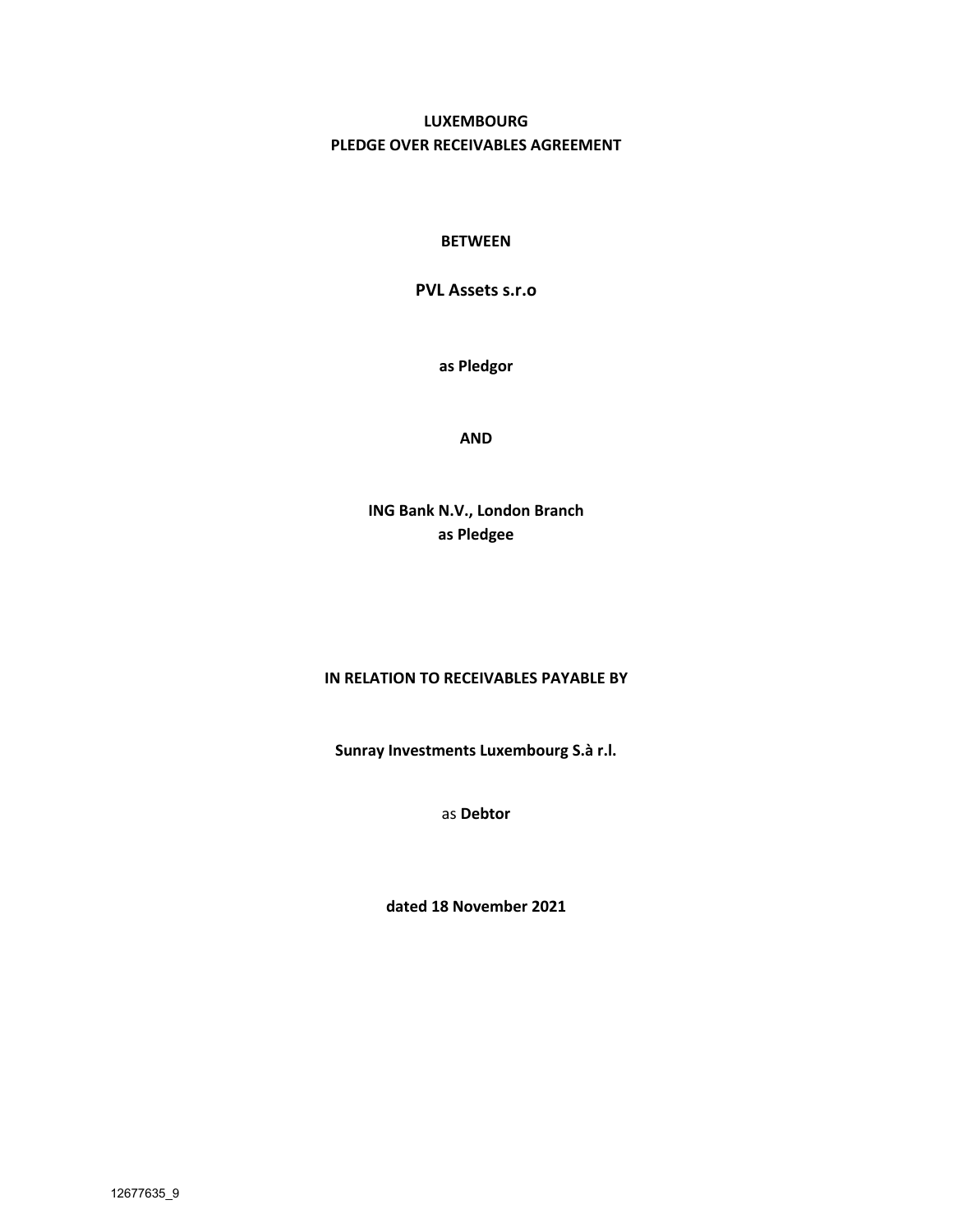# LUXEMBOURG
# PLEDGE OVER RECEIVABLES AGREEMENT

**BETWEEN**

**PVL Assets s.r.o**

**as Pledgor**

**AND**

**ING Bank N.V., London Branch**
**as Pledgee**

**IN RELATION TO RECEIVABLES PAYABLE BY**

**Sunray Investments Luxembourg S.à r.l.**

as **Debtor**

**dated 18 November 2021**

12677635_9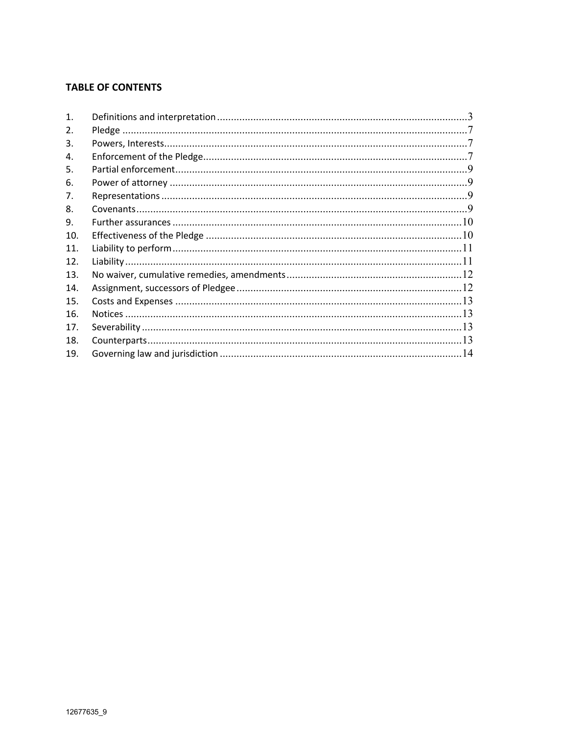**TABLE OF CONTENTS**

1. Definitions and interpretation .......... 3
2. Pledge .......... 7
3. Powers, Interests .......... 7
4. Enforcement of the Pledge .......... 7
5. Partial enforcement .......... 9
6. Power of attorney .......... 9
7. Representations .......... 9
8. Covenants .......... 9
9. Further assurances .......... 10
10. Effectiveness of the Pledge .......... 10
11. Liability to perform .......... 11
12. Liability .......... 11
13. No waiver, cumulative remedies, amendments .......... 12
14. Assignment, successors of Pledgee .......... 12
15. Costs and Expenses .......... 13
16. Notices .......... 13
17. Severability .......... 13
18. Counterparts .......... 13
19. Governing law and jurisdiction .......... 14

12677635_9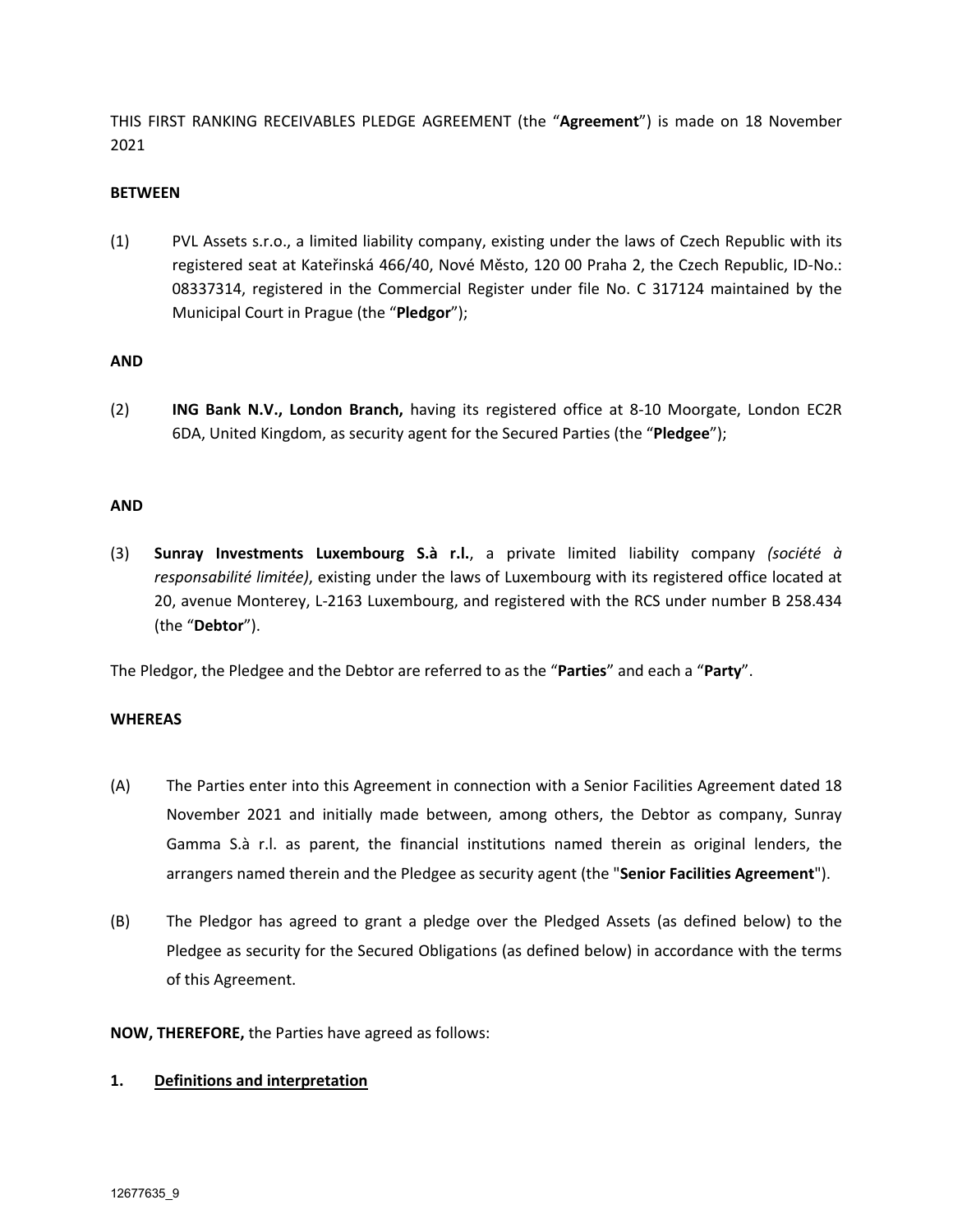THIS FIRST RANKING RECEIVABLES PLEDGE AGREEMENT (the "**Agreement**") is made on 18 November 2021

**BETWEEN**

(1) PVL Assets s.r.o., a limited liability company, existing under the laws of Czech Republic with its registered seat at Kateřinská 466/40, Nové Město, 120 00 Praha 2, the Czech Republic, ID-No.: 08337314, registered in the Commercial Register under file No. C 317124 maintained by the Municipal Court in Prague (the "**Pledgor**");

**AND**

(2) **ING Bank N.V., London Branch,** having its registered office at 8-10 Moorgate, London EC2R 6DA, United Kingdom, as security agent for the Secured Parties (the "**Pledgee**");

**AND**

(3) **Sunray Investments Luxembourg S.à r.l.**, a private limited liability company *(société à responsabilité limitée)*, existing under the laws of Luxembourg with its registered office located at 20, avenue Monterey, L-2163 Luxembourg, and registered with the RCS under number B 258.434 (the "**Debtor**").

The Pledgor, the Pledgee and the Debtor are referred to as the "**Parties**" and each a "**Party**".

**WHEREAS**

(A) The Parties enter into this Agreement in connection with a Senior Facilities Agreement dated 18 November 2021 and initially made between, among others, the Debtor as company, Sunray Gamma S.à r.l. as parent, the financial institutions named therein as original lenders, the arrangers named therein and the Pledgee as security agent (the "**Senior Facilities Agreement**").

(B) The Pledgor has agreed to grant a pledge over the Pledged Assets (as defined below) to the Pledgee as security for the Secured Obligations (as defined below) in accordance with the terms of this Agreement.

**NOW, THEREFORE,** the Parties have agreed as follows:

## 1. Definitions and interpretation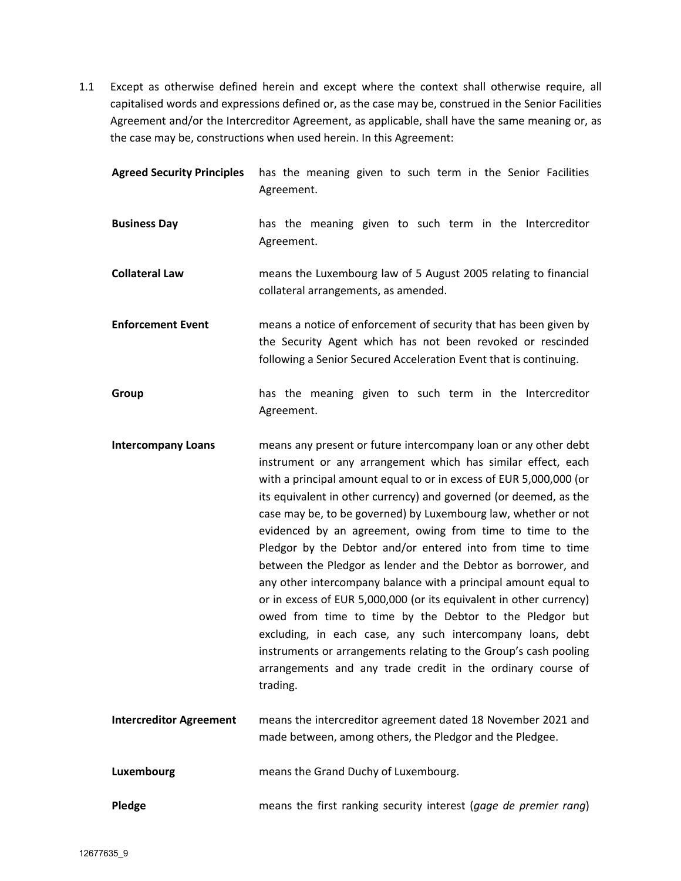1.1 Except as otherwise defined herein and except where the context shall otherwise require, all capitalised words and expressions defined or, as the case may be, construed in the Senior Facilities Agreement and/or the Intercreditor Agreement, as applicable, shall have the same meaning or, as the case may be, constructions when used herein. In this Agreement:

**Agreed Security Principles** has the meaning given to such term in the Senior Facilities Agreement.

**Business Day** has the meaning given to such term in the Intercreditor Agreement.

**Collateral Law** means the Luxembourg law of 5 August 2005 relating to financial collateral arrangements, as amended.

**Enforcement Event** means a notice of enforcement of security that has been given by the Security Agent which has not been revoked or rescinded following a Senior Secured Acceleration Event that is continuing.

**Group** has the meaning given to such term in the Intercreditor Agreement.

**Intercompany Loans** means any present or future intercompany loan or any other debt instrument or any arrangement which has similar effect, each with a principal amount equal to or in excess of EUR 5,000,000 (or its equivalent in other currency) and governed (or deemed, as the case may be, to be governed) by Luxembourg law, whether or not evidenced by an agreement, owing from time to time to the Pledgor by the Debtor and/or entered into from time to time between the Pledgor as lender and the Debtor as borrower, and any other intercompany balance with a principal amount equal to or in excess of EUR 5,000,000 (or its equivalent in other currency) owed from time to time by the Debtor to the Pledgor but excluding, in each case, any such intercompany loans, debt instruments or arrangements relating to the Group's cash pooling arrangements and any trade credit in the ordinary course of trading.

**Intercreditor Agreement** means the intercreditor agreement dated 18 November 2021 and made between, among others, the Pledgor and the Pledgee.

**Luxembourg** means the Grand Duchy of Luxembourg.

**Pledge** means the first ranking security interest (*gage de premier rang*)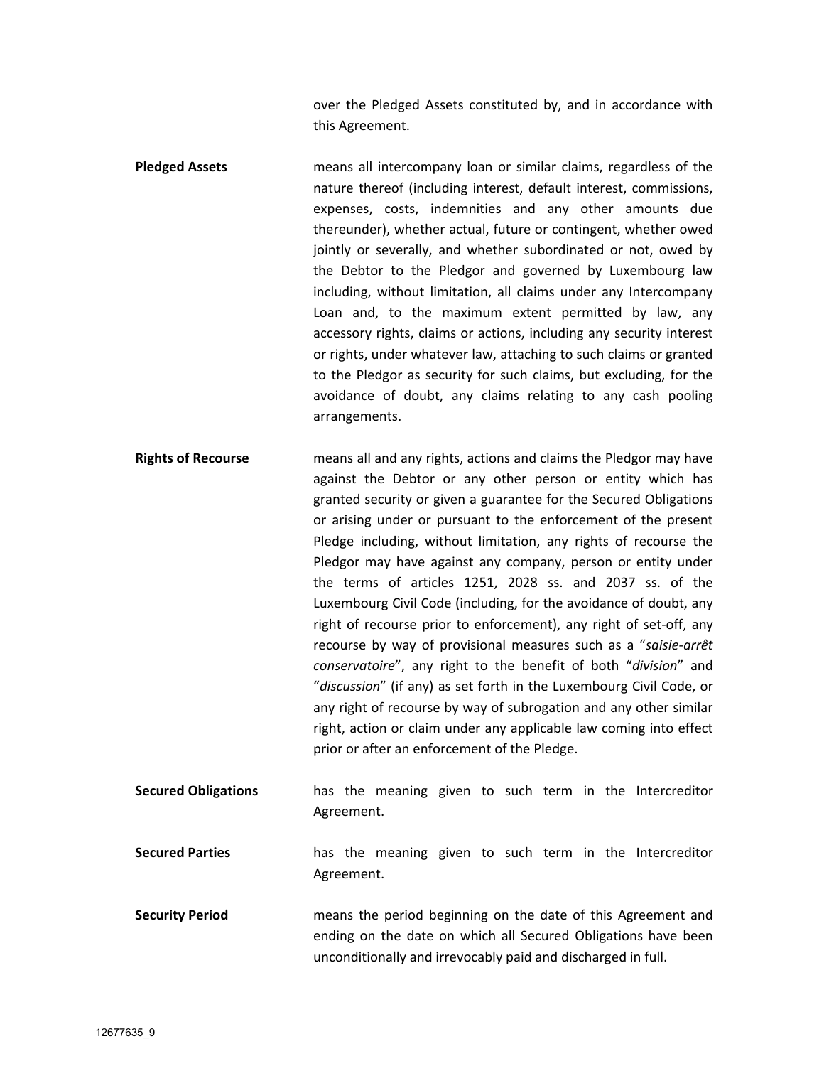over the Pledged Assets constituted by, and in accordance with this Agreement.

**Pledged Assets** means all intercompany loan or similar claims, regardless of the nature thereof (including interest, default interest, commissions, expenses, costs, indemnities and any other amounts due thereunder), whether actual, future or contingent, whether owed jointly or severally, and whether subordinated or not, owed by the Debtor to the Pledgor and governed by Luxembourg law including, without limitation, all claims under any Intercompany Loan and, to the maximum extent permitted by law, any accessory rights, claims or actions, including any security interest or rights, under whatever law, attaching to such claims or granted to the Pledgor as security for such claims, but excluding, for the avoidance of doubt, any claims relating to any cash pooling arrangements.

**Rights of Recourse** means all and any rights, actions and claims the Pledgor may have against the Debtor or any other person or entity which has granted security or given a guarantee for the Secured Obligations or arising under or pursuant to the enforcement of the present Pledge including, without limitation, any rights of recourse the Pledgor may have against any company, person or entity under the terms of articles 1251, 2028 ss. and 2037 ss. of the Luxembourg Civil Code (including, for the avoidance of doubt, any right of recourse prior to enforcement), any right of set-off, any recourse by way of provisional measures such as a "*saisie-arrêt conservatoire*", any right to the benefit of both "*division*" and "*discussion*" (if any) as set forth in the Luxembourg Civil Code, or any right of recourse by way of subrogation and any other similar right, action or claim under any applicable law coming into effect prior or after an enforcement of the Pledge.

**Secured Obligations** has the meaning given to such term in the Intercreditor Agreement.

**Secured Parties** has the meaning given to such term in the Intercreditor Agreement.

**Security Period** means the period beginning on the date of this Agreement and ending on the date on which all Secured Obligations have been unconditionally and irrevocably paid and discharged in full.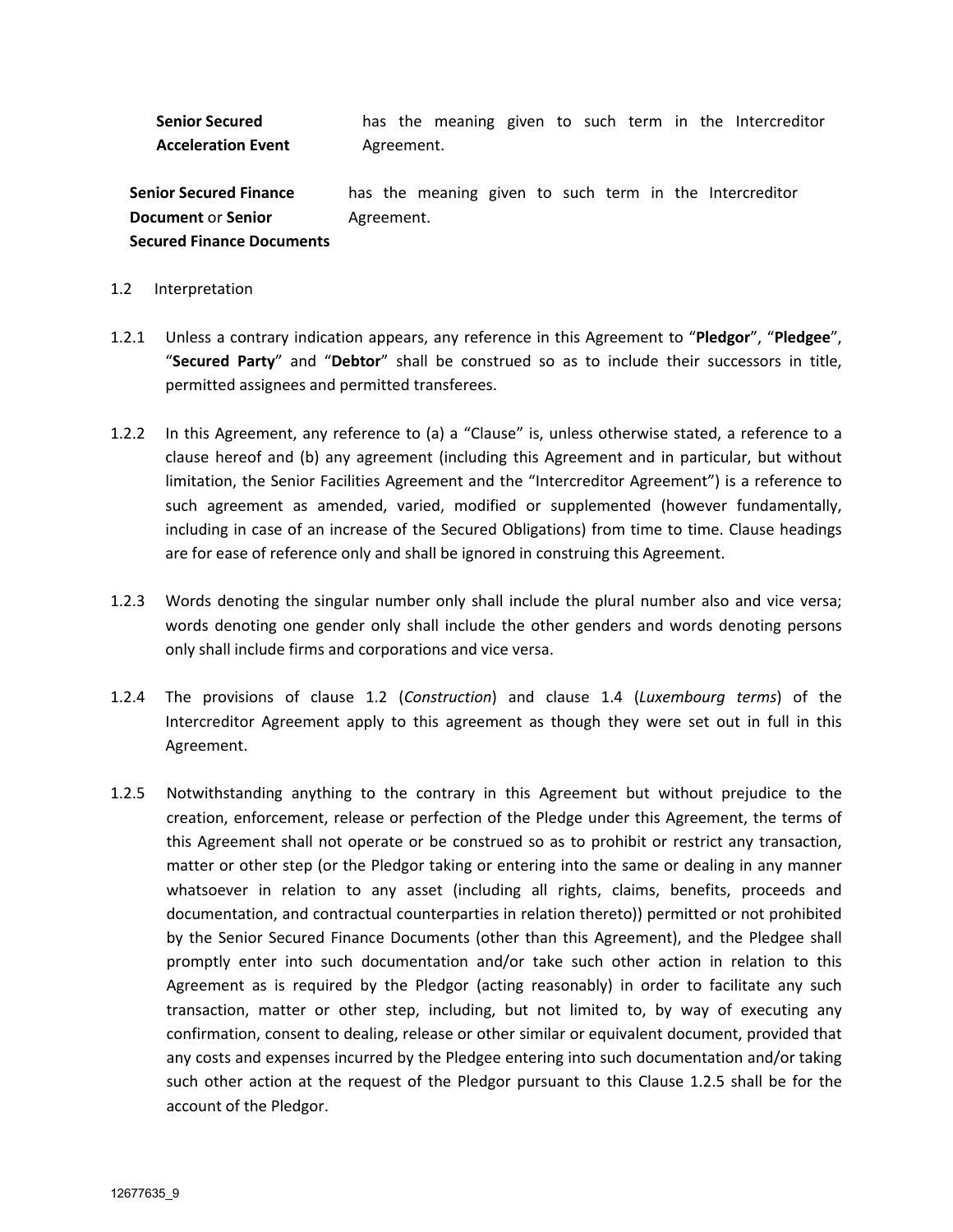**Senior Secured Acceleration Event** has the meaning given to such term in the Intercreditor Agreement.

**Senior Secured Finance Document** or **Senior Secured Finance Documents** has the meaning given to such term in the Intercreditor Agreement.

1.2 Interpretation

1.2.1 Unless a contrary indication appears, any reference in this Agreement to "**Pledgor**", "**Pledgee**", "**Secured Party**" and "**Debtor**" shall be construed so as to include their successors in title, permitted assignees and permitted transferees.

1.2.2 In this Agreement, any reference to (a) a "Clause" is, unless otherwise stated, a reference to a clause hereof and (b) any agreement (including this Agreement and in particular, but without limitation, the Senior Facilities Agreement and the "Intercreditor Agreement") is a reference to such agreement as amended, varied, modified or supplemented (however fundamentally, including in case of an increase of the Secured Obligations) from time to time. Clause headings are for ease of reference only and shall be ignored in construing this Agreement.

1.2.3 Words denoting the singular number only shall include the plural number also and vice versa; words denoting one gender only shall include the other genders and words denoting persons only shall include firms and corporations and vice versa.

1.2.4 The provisions of clause 1.2 (*Construction*) and clause 1.4 (*Luxembourg terms*) of the Intercreditor Agreement apply to this agreement as though they were set out in full in this Agreement.

1.2.5 Notwithstanding anything to the contrary in this Agreement but without prejudice to the creation, enforcement, release or perfection of the Pledge under this Agreement, the terms of this Agreement shall not operate or be construed so as to prohibit or restrict any transaction, matter or other step (or the Pledgor taking or entering into the same or dealing in any manner whatsoever in relation to any asset (including all rights, claims, benefits, proceeds and documentation, and contractual counterparties in relation thereto)) permitted or not prohibited by the Senior Secured Finance Documents (other than this Agreement), and the Pledgee shall promptly enter into such documentation and/or take such other action in relation to this Agreement as is required by the Pledgor (acting reasonably) in order to facilitate any such transaction, matter or other step, including, but not limited to, by way of executing any confirmation, consent to dealing, release or other similar or equivalent document, provided that any costs and expenses incurred by the Pledgee entering into such documentation and/or taking such other action at the request of the Pledgor pursuant to this Clause 1.2.5 shall be for the account of the Pledgor.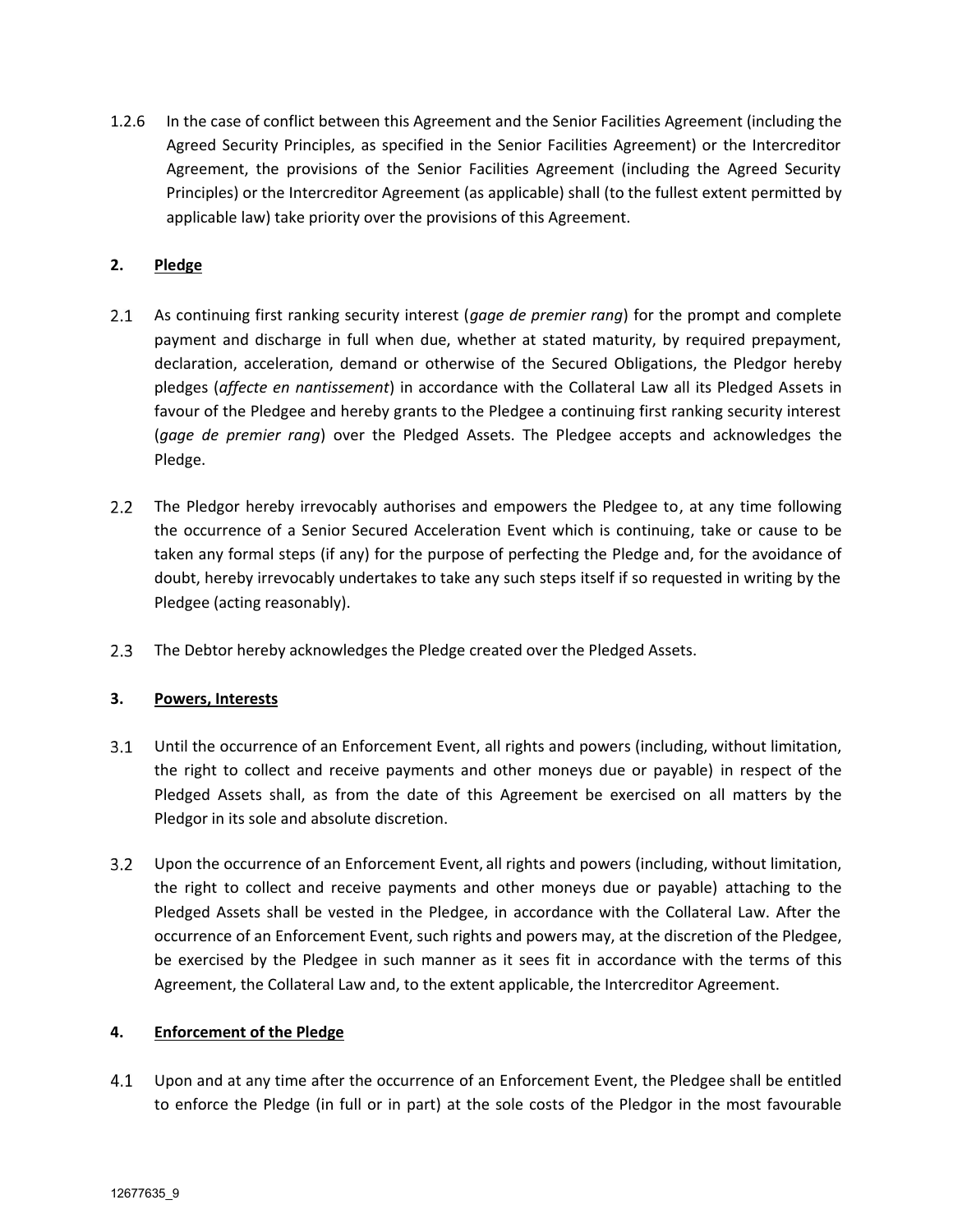1.2.6 In the case of conflict between this Agreement and the Senior Facilities Agreement (including the Agreed Security Principles, as specified in the Senior Facilities Agreement) or the Intercreditor Agreement, the provisions of the Senior Facilities Agreement (including the Agreed Security Principles) or the Intercreditor Agreement (as applicable) shall (to the fullest extent permitted by applicable law) take priority over the provisions of this Agreement.

## 2. Pledge

2.1 As continuing first ranking security interest (*gage de premier rang*) for the prompt and complete payment and discharge in full when due, whether at stated maturity, by required prepayment, declaration, acceleration, demand or otherwise of the Secured Obligations, the Pledgor hereby pledges (*affecte en nantissement*) in accordance with the Collateral Law all its Pledged Assets in favour of the Pledgee and hereby grants to the Pledgee a continuing first ranking security interest (*gage de premier rang*) over the Pledged Assets. The Pledgee accepts and acknowledges the Pledge.

2.2 The Pledgor hereby irrevocably authorises and empowers the Pledgee to, at any time following the occurrence of a Senior Secured Acceleration Event which is continuing, take or cause to be taken any formal steps (if any) for the purpose of perfecting the Pledge and, for the avoidance of doubt, hereby irrevocably undertakes to take any such steps itself if so requested in writing by the Pledgee (acting reasonably).

2.3 The Debtor hereby acknowledges the Pledge created over the Pledged Assets.

## 3. Powers, Interests

3.1 Until the occurrence of an Enforcement Event, all rights and powers (including, without limitation, the right to collect and receive payments and other moneys due or payable) in respect of the Pledged Assets shall, as from the date of this Agreement be exercised on all matters by the Pledgor in its sole and absolute discretion.

3.2 Upon the occurrence of an Enforcement Event, all rights and powers (including, without limitation, the right to collect and receive payments and other moneys due or payable) attaching to the Pledged Assets shall be vested in the Pledgee, in accordance with the Collateral Law. After the occurrence of an Enforcement Event, such rights and powers may, at the discretion of the Pledgee, be exercised by the Pledgee in such manner as it sees fit in accordance with the terms of this Agreement, the Collateral Law and, to the extent applicable, the Intercreditor Agreement.

## 4. Enforcement of the Pledge

4.1 Upon and at any time after the occurrence of an Enforcement Event, the Pledgee shall be entitled to enforce the Pledge (in full or in part) at the sole costs of the Pledgor in the most favourable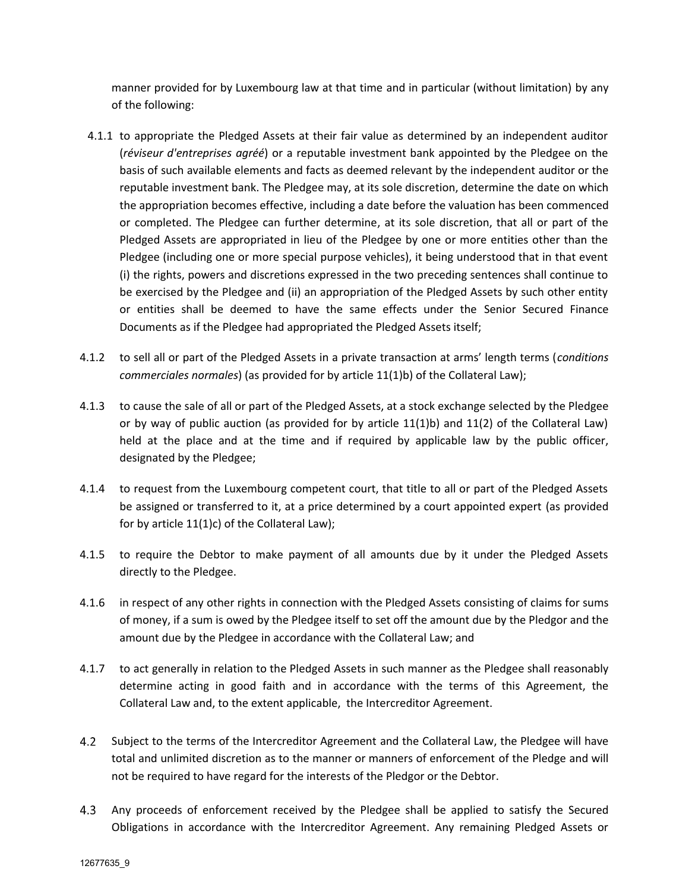manner provided for by Luxembourg law at that time and in particular (without limitation) by any of the following:

4.1.1 to appropriate the Pledged Assets at their fair value as determined by an independent auditor (*réviseur d'entreprises agréé*) or a reputable investment bank appointed by the Pledgee on the basis of such available elements and facts as deemed relevant by the independent auditor or the reputable investment bank. The Pledgee may, at its sole discretion, determine the date on which the appropriation becomes effective, including a date before the valuation has been commenced or completed. The Pledgee can further determine, at its sole discretion, that all or part of the Pledged Assets are appropriated in lieu of the Pledgee by one or more entities other than the Pledgee (including one or more special purpose vehicles), it being understood that in that event (i) the rights, powers and discretions expressed in the two preceding sentences shall continue to be exercised by the Pledgee and (ii) an appropriation of the Pledged Assets by such other entity or entities shall be deemed to have the same effects under the Senior Secured Finance Documents as if the Pledgee had appropriated the Pledged Assets itself;

4.1.2 to sell all or part of the Pledged Assets in a private transaction at arms' length terms (*conditions commerciales normales*) (as provided for by article 11(1)b) of the Collateral Law);

4.1.3 to cause the sale of all or part of the Pledged Assets, at a stock exchange selected by the Pledgee or by way of public auction (as provided for by article 11(1)b) and 11(2) of the Collateral Law) held at the place and at the time and if required by applicable law by the public officer, designated by the Pledgee;

4.1.4 to request from the Luxembourg competent court, that title to all or part of the Pledged Assets be assigned or transferred to it, at a price determined by a court appointed expert (as provided for by article 11(1)c) of the Collateral Law);

4.1.5 to require the Debtor to make payment of all amounts due by it under the Pledged Assets directly to the Pledgee.

4.1.6 in respect of any other rights in connection with the Pledged Assets consisting of claims for sums of money, if a sum is owed by the Pledgee itself to set off the amount due by the Pledgor and the amount due by the Pledgee in accordance with the Collateral Law; and

4.1.7 to act generally in relation to the Pledged Assets in such manner as the Pledgee shall reasonably determine acting in good faith and in accordance with the terms of this Agreement, the Collateral Law and, to the extent applicable, the Intercreditor Agreement.

4.2 Subject to the terms of the Intercreditor Agreement and the Collateral Law, the Pledgee will have total and unlimited discretion as to the manner or manners of enforcement of the Pledge and will not be required to have regard for the interests of the Pledgor or the Debtor.

4.3 Any proceeds of enforcement received by the Pledgee shall be applied to satisfy the Secured Obligations in accordance with the Intercreditor Agreement. Any remaining Pledged Assets or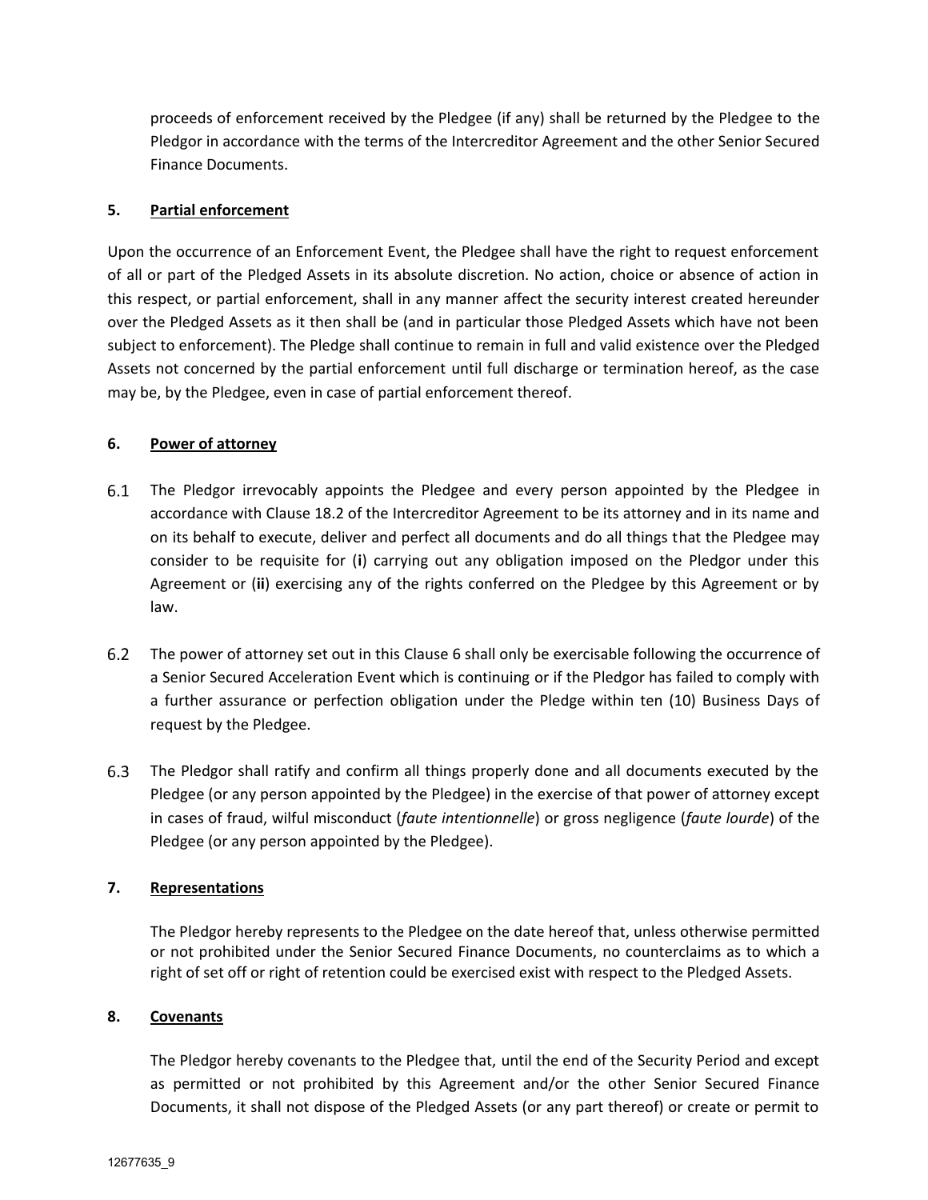proceeds of enforcement received by the Pledgee (if any) shall be returned by the Pledgee to the Pledgor in accordance with the terms of the Intercreditor Agreement and the other Senior Secured Finance Documents.

**5. Partial enforcement**

Upon the occurrence of an Enforcement Event, the Pledgee shall have the right to request enforcement of all or part of the Pledged Assets in its absolute discretion. No action, choice or absence of action in this respect, or partial enforcement, shall in any manner affect the security interest created hereunder over the Pledged Assets as it then shall be (and in particular those Pledged Assets which have not been subject to enforcement). The Pledge shall continue to remain in full and valid existence over the Pledged Assets not concerned by the partial enforcement until full discharge or termination hereof, as the case may be, by the Pledgee, even in case of partial enforcement thereof.

**6. Power of attorney**

6.1 The Pledgor irrevocably appoints the Pledgee and every person appointed by the Pledgee in accordance with Clause 18.2 of the Intercreditor Agreement to be its attorney and in its name and on its behalf to execute, deliver and perfect all documents and do all things that the Pledgee may consider to be requisite for (**i**) carrying out any obligation imposed on the Pledgor under this Agreement or (**ii**) exercising any of the rights conferred on the Pledgee by this Agreement or by law.

6.2 The power of attorney set out in this Clause 6 shall only be exercisable following the occurrence of a Senior Secured Acceleration Event which is continuing or if the Pledgor has failed to comply with a further assurance or perfection obligation under the Pledge within ten (10) Business Days of request by the Pledgee.

6.3 The Pledgor shall ratify and confirm all things properly done and all documents executed by the Pledgee (or any person appointed by the Pledgee) in the exercise of that power of attorney except in cases of fraud, wilful misconduct (*faute intentionnelle*) or gross negligence (*faute lourde*) of the Pledgee (or any person appointed by the Pledgee).

**7. Representations**

The Pledgor hereby represents to the Pledgee on the date hereof that, unless otherwise permitted or not prohibited under the Senior Secured Finance Documents, no counterclaims as to which a right of set off or right of retention could be exercised exist with respect to the Pledged Assets.

**8. Covenants**

The Pledgor hereby covenants to the Pledgee that, until the end of the Security Period and except as permitted or not prohibited by this Agreement and/or the other Senior Secured Finance Documents, it shall not dispose of the Pledged Assets (or any part thereof) or create or permit to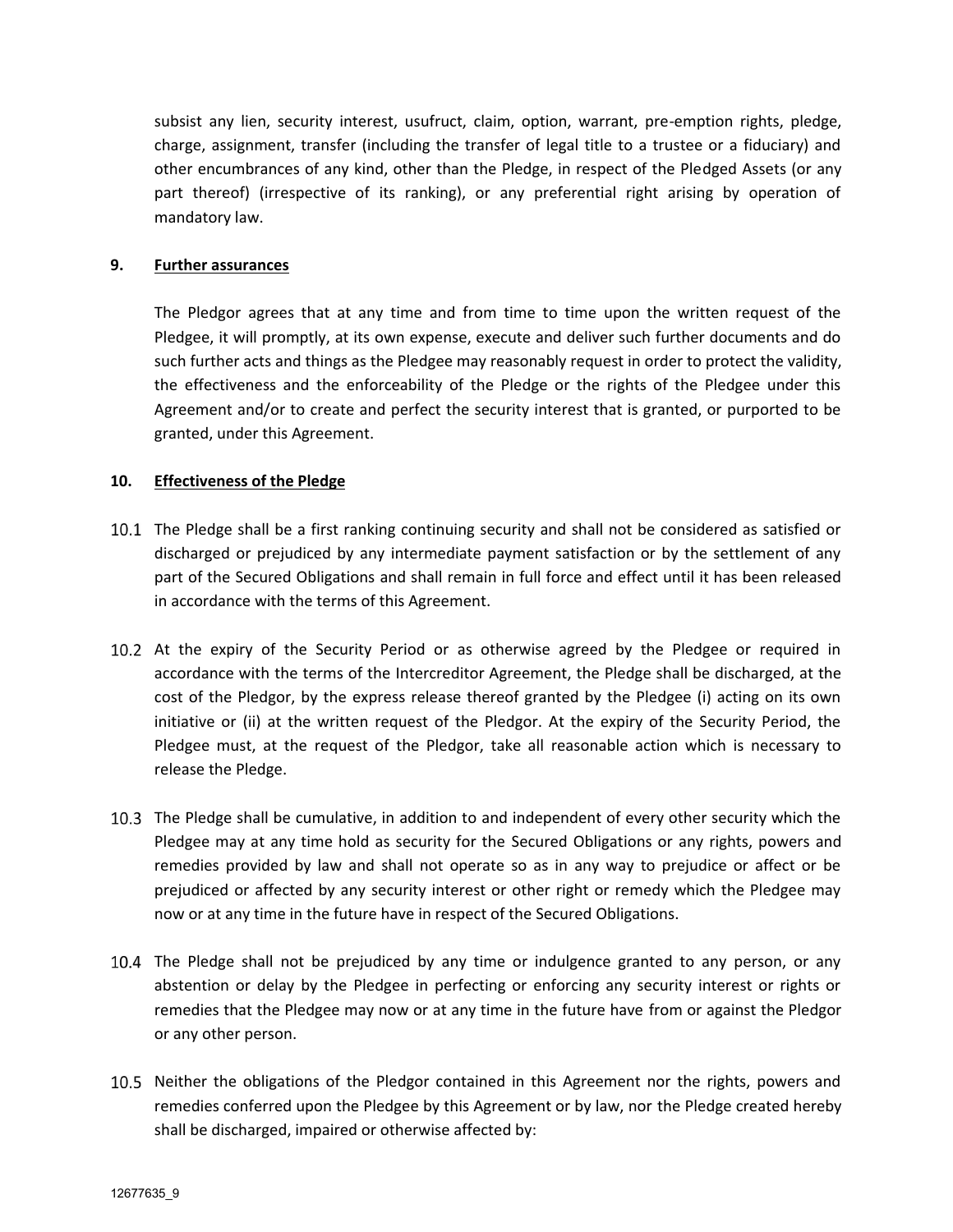subsist any lien, security interest, usufruct, claim, option, warrant, pre-emption rights, pledge, charge, assignment, transfer (including the transfer of legal title to a trustee or a fiduciary) and other encumbrances of any kind, other than the Pledge, in respect of the Pledged Assets (or any part thereof) (irrespective of its ranking), or any preferential right arising by operation of mandatory law.

## 9. Further assurances

The Pledgor agrees that at any time and from time to time upon the written request of the Pledgee, it will promptly, at its own expense, execute and deliver such further documents and do such further acts and things as the Pledgee may reasonably request in order to protect the validity, the effectiveness and the enforceability of the Pledge or the rights of the Pledgee under this Agreement and/or to create and perfect the security interest that is granted, or purported to be granted, under this Agreement.

## 10. Effectiveness of the Pledge

10.1 The Pledge shall be a first ranking continuing security and shall not be considered as satisfied or discharged or prejudiced by any intermediate payment satisfaction or by the settlement of any part of the Secured Obligations and shall remain in full force and effect until it has been released in accordance with the terms of this Agreement.

10.2 At the expiry of the Security Period or as otherwise agreed by the Pledgee or required in accordance with the terms of the Intercreditor Agreement, the Pledge shall be discharged, at the cost of the Pledgor, by the express release thereof granted by the Pledgee (i) acting on its own initiative or (ii) at the written request of the Pledgor. At the expiry of the Security Period, the Pledgee must, at the request of the Pledgor, take all reasonable action which is necessary to release the Pledge.

10.3 The Pledge shall be cumulative, in addition to and independent of every other security which the Pledgee may at any time hold as security for the Secured Obligations or any rights, powers and remedies provided by law and shall not operate so as in any way to prejudice or affect or be prejudiced or affected by any security interest or other right or remedy which the Pledgee may now or at any time in the future have in respect of the Secured Obligations.

10.4 The Pledge shall not be prejudiced by any time or indulgence granted to any person, or any abstention or delay by the Pledgee in perfecting or enforcing any security interest or rights or remedies that the Pledgee may now or at any time in the future have from or against the Pledgor or any other person.

10.5 Neither the obligations of the Pledgor contained in this Agreement nor the rights, powers and remedies conferred upon the Pledgee by this Agreement or by law, nor the Pledge created hereby shall be discharged, impaired or otherwise affected by:

12677635_9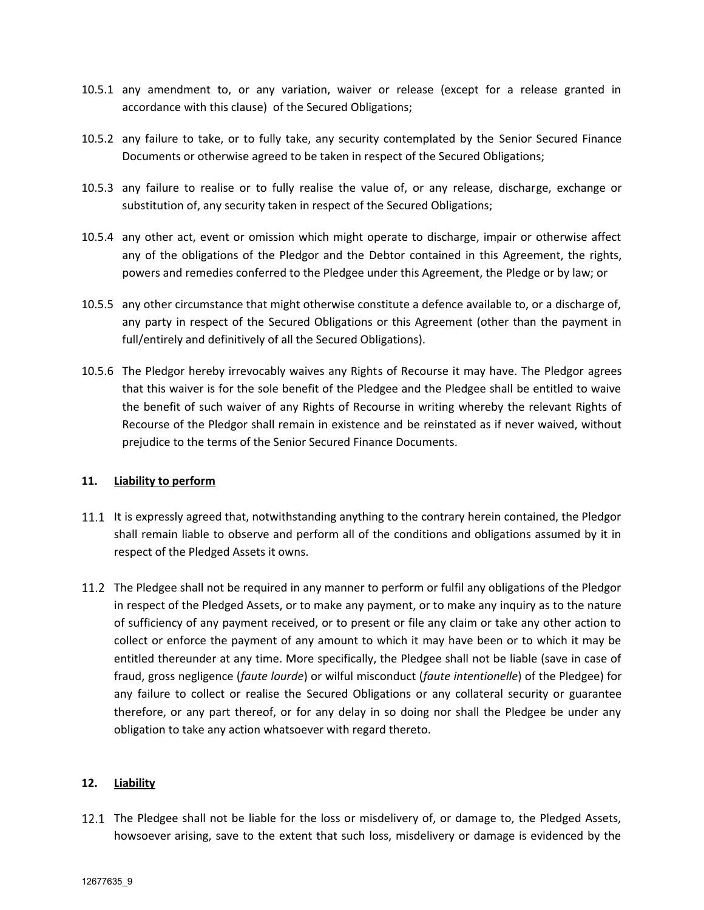10.5.1 any amendment to, or any variation, waiver or release (except for a release granted in accordance with this clause) of the Secured Obligations;

10.5.2 any failure to take, or to fully take, any security contemplated by the Senior Secured Finance Documents or otherwise agreed to be taken in respect of the Secured Obligations;

10.5.3 any failure to realise or to fully realise the value of, or any release, discharge, exchange or substitution of, any security taken in respect of the Secured Obligations;

10.5.4 any other act, event or omission which might operate to discharge, impair or otherwise affect any of the obligations of the Pledgor and the Debtor contained in this Agreement, the rights, powers and remedies conferred to the Pledgee under this Agreement, the Pledge or by law; or

10.5.5 any other circumstance that might otherwise constitute a defence available to, or a discharge of, any party in respect of the Secured Obligations or this Agreement (other than the payment in full/entirely and definitively of all the Secured Obligations).

10.5.6 The Pledgor hereby irrevocably waives any Rights of Recourse it may have. The Pledgor agrees that this waiver is for the sole benefit of the Pledgee and the Pledgee shall be entitled to waive the benefit of such waiver of any Rights of Recourse in writing whereby the relevant Rights of Recourse of the Pledgor shall remain in existence and be reinstated as if never waived, without prejudice to the terms of the Senior Secured Finance Documents.

## 11. Liability to perform

11.1 It is expressly agreed that, notwithstanding anything to the contrary herein contained, the Pledgor shall remain liable to observe and perform all of the conditions and obligations assumed by it in respect of the Pledged Assets it owns.

11.2 The Pledgee shall not be required in any manner to perform or fulfil any obligations of the Pledgor in respect of the Pledged Assets, or to make any payment, or to make any inquiry as to the nature of sufficiency of any payment received, or to present or file any claim or take any other action to collect or enforce the payment of any amount to which it may have been or to which it may be entitled thereunder at any time. More specifically, the Pledgee shall not be liable (save in case of fraud, gross negligence (*faute lourde*) or wilful misconduct (*faute intentionelle*) of the Pledgee) for any failure to collect or realise the Secured Obligations or any collateral security or guarantee therefore, or any part thereof, or for any delay in so doing nor shall the Pledgee be under any obligation to take any action whatsoever with regard thereto.

## 12. Liability

12.1 The Pledgee shall not be liable for the loss or misdelivery of, or damage to, the Pledged Assets, howsoever arising, save to the extent that such loss, misdelivery or damage is evidenced by the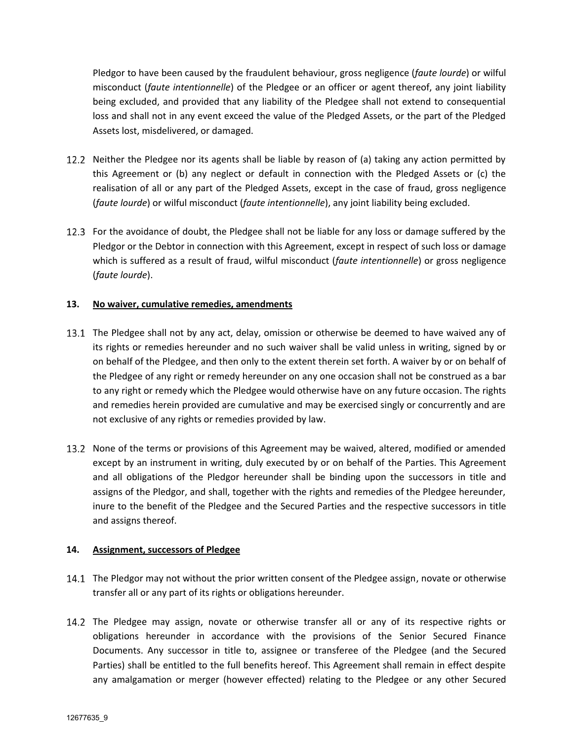Pledgor to have been caused by the fraudulent behaviour, gross negligence (*faute lourde*) or wilful misconduct (*faute intentionnelle*) of the Pledgee or an officer or agent thereof, any joint liability being excluded, and provided that any liability of the Pledgee shall not extend to consequential loss and shall not in any event exceed the value of the Pledged Assets, or the part of the Pledged Assets lost, misdelivered, or damaged.

12.2 Neither the Pledgee nor its agents shall be liable by reason of (a) taking any action permitted by this Agreement or (b) any neglect or default in connection with the Pledged Assets or (c) the realisation of all or any part of the Pledged Assets, except in the case of fraud, gross negligence (*faute lourde*) or wilful misconduct (*faute intentionnelle*), any joint liability being excluded.

12.3 For the avoidance of doubt, the Pledgee shall not be liable for any loss or damage suffered by the Pledgor or the Debtor in connection with this Agreement, except in respect of such loss or damage which is suffered as a result of fraud, wilful misconduct (*faute intentionnelle*) or gross negligence (*faute lourde*).

## 13. No waiver, cumulative remedies, amendments

13.1 The Pledgee shall not by any act, delay, omission or otherwise be deemed to have waived any of its rights or remedies hereunder and no such waiver shall be valid unless in writing, signed by or on behalf of the Pledgee, and then only to the extent therein set forth. A waiver by or on behalf of the Pledgee of any right or remedy hereunder on any one occasion shall not be construed as a bar to any right or remedy which the Pledgee would otherwise have on any future occasion. The rights and remedies herein provided are cumulative and may be exercised singly or concurrently and are not exclusive of any rights or remedies provided by law.

13.2 None of the terms or provisions of this Agreement may be waived, altered, modified or amended except by an instrument in writing, duly executed by or on behalf of the Parties. This Agreement and all obligations of the Pledgor hereunder shall be binding upon the successors in title and assigns of the Pledgor, and shall, together with the rights and remedies of the Pledgee hereunder, inure to the benefit of the Pledgee and the Secured Parties and the respective successors in title and assigns thereof.

## 14. Assignment, successors of Pledgee

14.1 The Pledgor may not without the prior written consent of the Pledgee assign, novate or otherwise transfer all or any part of its rights or obligations hereunder.

14.2 The Pledgee may assign, novate or otherwise transfer all or any of its respective rights or obligations hereunder in accordance with the provisions of the Senior Secured Finance Documents. Any successor in title to, assignee or transferee of the Pledgee (and the Secured Parties) shall be entitled to the full benefits hereof. This Agreement shall remain in effect despite any amalgamation or merger (however effected) relating to the Pledgee or any other Secured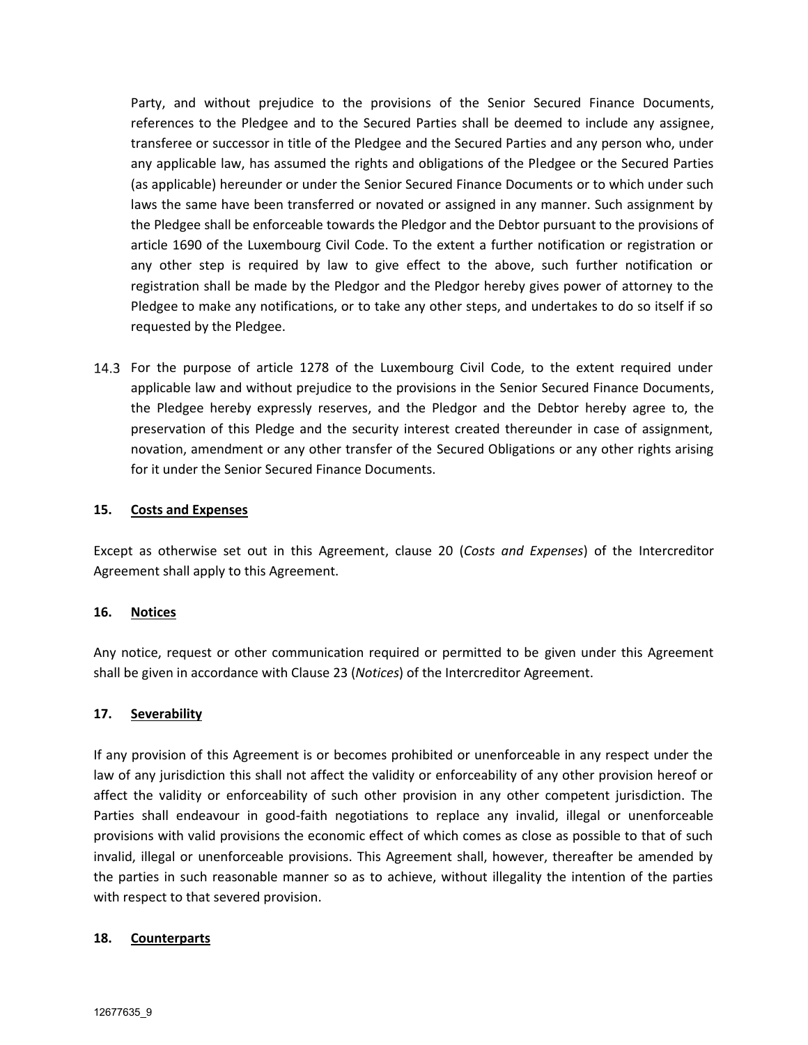Party, and without prejudice to the provisions of the Senior Secured Finance Documents, references to the Pledgee and to the Secured Parties shall be deemed to include any assignee, transferee or successor in title of the Pledgee and the Secured Parties and any person who, under any applicable law, has assumed the rights and obligations of the Pledgee or the Secured Parties (as applicable) hereunder or under the Senior Secured Finance Documents or to which under such laws the same have been transferred or novated or assigned in any manner. Such assignment by the Pledgee shall be enforceable towards the Pledgor and the Debtor pursuant to the provisions of article 1690 of the Luxembourg Civil Code. To the extent a further notification or registration or any other step is required by law to give effect to the above, such further notification or registration shall be made by the Pledgor and the Pledgor hereby gives power of attorney to the Pledgee to make any notifications, or to take any other steps, and undertakes to do so itself if so requested by the Pledgee.

14.3 For the purpose of article 1278 of the Luxembourg Civil Code, to the extent required under applicable law and without prejudice to the provisions in the Senior Secured Finance Documents, the Pledgee hereby expressly reserves, and the Pledgor and the Debtor hereby agree to, the preservation of this Pledge and the security interest created thereunder in case of assignment, novation, amendment or any other transfer of the Secured Obligations or any other rights arising for it under the Senior Secured Finance Documents.

## 15. Costs and Expenses

Except as otherwise set out in this Agreement, clause 20 (*Costs and Expenses*) of the Intercreditor Agreement shall apply to this Agreement.

## 16. Notices

Any notice, request or other communication required or permitted to be given under this Agreement shall be given in accordance with Clause 23 (*Notices*) of the Intercreditor Agreement.

## 17. Severability

If any provision of this Agreement is or becomes prohibited or unenforceable in any respect under the law of any jurisdiction this shall not affect the validity or enforceability of any other provision hereof or affect the validity or enforceability of such other provision in any other competent jurisdiction. The Parties shall endeavour in good-faith negotiations to replace any invalid, illegal or unenforceable provisions with valid provisions the economic effect of which comes as close as possible to that of such invalid, illegal or unenforceable provisions. This Agreement shall, however, thereafter be amended by the parties in such reasonable manner so as to achieve, without illegality the intention of the parties with respect to that severed provision.

## 18. Counterparts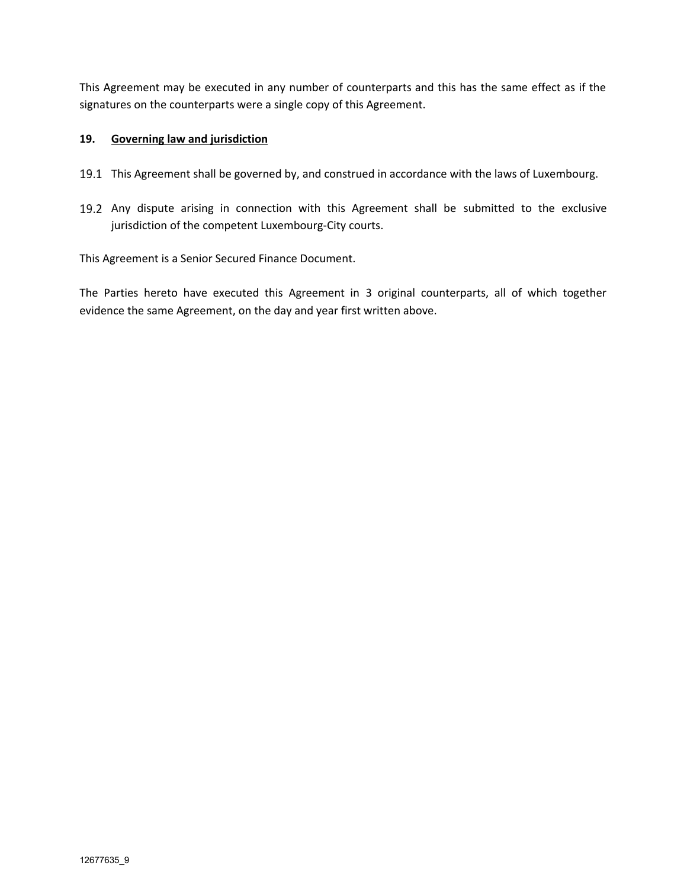This Agreement may be executed in any number of counterparts and this has the same effect as if the signatures on the counterparts were a single copy of this Agreement.

## 19. Governing law and jurisdiction

19.1 This Agreement shall be governed by, and construed in accordance with the laws of Luxembourg.

19.2 Any dispute arising in connection with this Agreement shall be submitted to the exclusive jurisdiction of the competent Luxembourg-City courts.

This Agreement is a Senior Secured Finance Document.

The Parties hereto have executed this Agreement in 3 original counterparts, all of which together evidence the same Agreement, on the day and year first written above.

12677635_9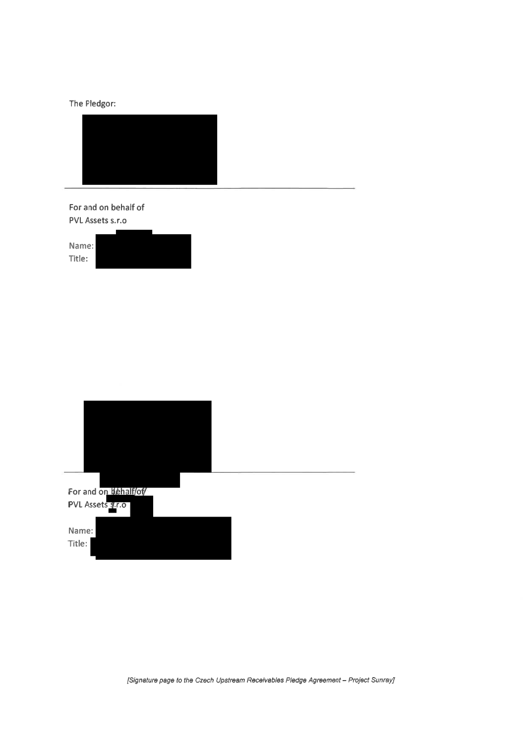The Pledgor:

---

For and on behalf of
PVL Assets s.r.o

Name:
Title:

---

For and on behalf of
PVL Assets s.r.o

Name:
Title:

*[Signature page to the Czech Upstream Receivables Pledge Agreement – Project Sunray]*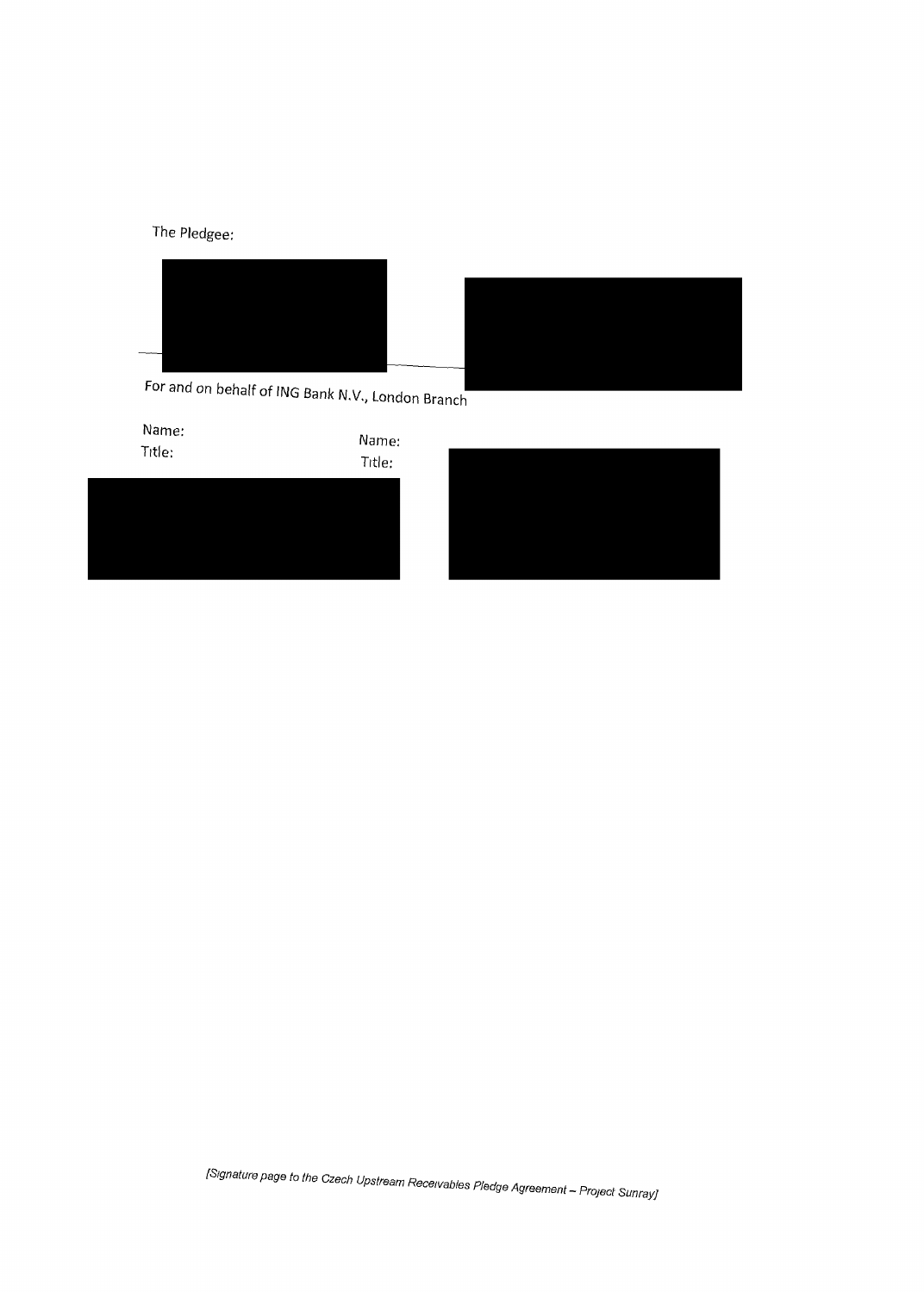The Pledgee:

For and on behalf of ING Bank N.V., London Branch

Name:
Title:

Name:
Title:

*[Signature page to the Czech Upstream Receivables Pledge Agreement – Project Sunray]*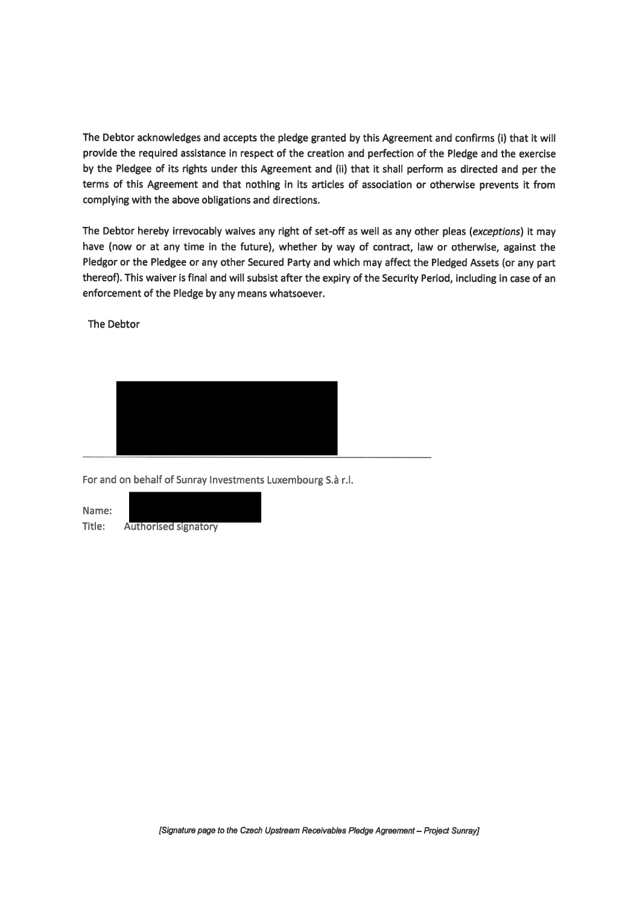The Debtor acknowledges and accepts the pledge granted by this Agreement and confirms (i) that it will provide the required assistance in respect of the creation and perfection of the Pledge and the exercise by the Pledgee of its rights under this Agreement and (ii) that it shall perform as directed and per the terms of this Agreement and that nothing in its articles of association or otherwise prevents it from complying with the above obligations and directions.

The Debtor hereby irrevocably waives any right of set-off as well as any other pleas (*exceptions*) it may have (now or at any time in the future), whether by way of contract, law or otherwise, against the Pledgor or the Pledgee or any other Secured Party and which may affect the Pledged Assets (or any part thereof). This waiver is final and will subsist after the expiry of the Security Period, including in case of an enforcement of the Pledge by any means whatsoever.

The Debtor

\_\_\_\_\_\_\_\_\_\_\_\_\_\_\_\_\_\_\_\_\_\_\_\_\_\_\_\_\_\_\_\_\_\_\_\_\_\_\_\_

For and on behalf of Sunray Investments Luxembourg S.à r.l.

Name:

Title: Authorised signatory

*[Signature page to the Czech Upstream Receivables Pledge Agreement – Project Sunray]*